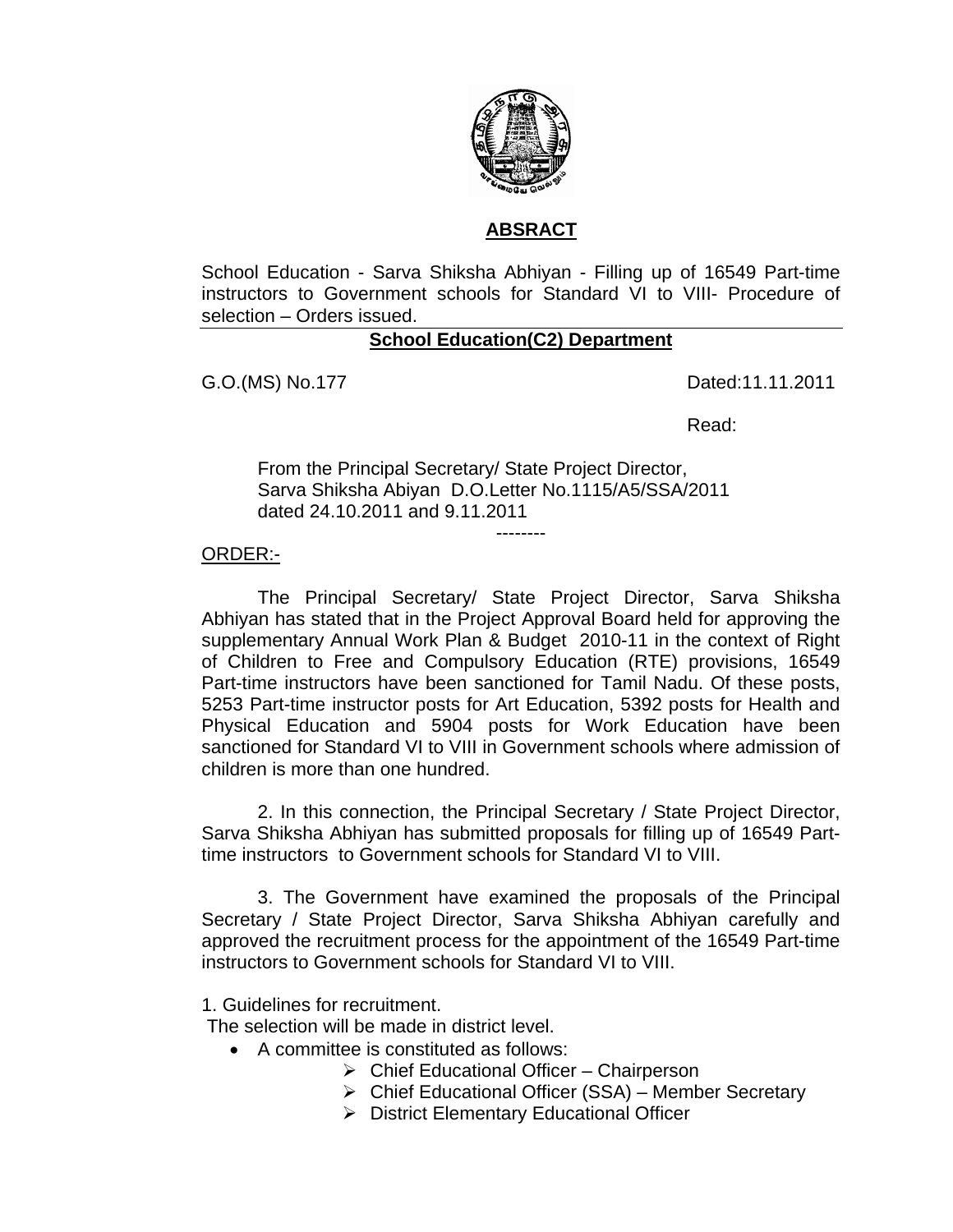## ABSRACT

School Education - Sarva Shiksha Abhiyan - Filling up of 16549 Part-time instructors to Government schools for Standard VI to VIII- Procedure of selection – Orders issued.

**School Education(C2) Department**

G.O.(MS) No.177 Dated:11.11.2011

Read:

From the Principal Secretary/ State Project Director, Sarva Shiksha Abiyan D.O.Letter No.1115/A5/SSA/2011 dated 24.10.2011 and 9.11.2011

--------

ORDER:-

The Principal Secretary/ State Project Director, Sarva Shiksha Abhiyan has stated that in the Project Approval Board held for approving the supplementary Annual Work Plan & Budget 2010-11 in the context of Right of Children to Free and Compulsory Education (RTE) provisions, 16549 Part-time instructors have been sanctioned for Tamil Nadu. Of these posts, 5253 Part-time instructor posts for Art Education, 5392 posts for Health and Physical Education and 5904 posts for Work Education have been sanctioned for Standard VI to VIII in Government schools where admission of children is more than one hundred.

2. In this connection, the Principal Secretary / State Project Director, Sarva Shiksha Abhiyan has submitted proposals for filling up of 16549 Part-time instructors to Government schools for Standard VI to VIII.

3. The Government have examined the proposals of the Principal Secretary / State Project Director, Sarva Shiksha Abhiyan carefully and approved the recruitment process for the appointment of the 16549 Part-time instructors to Government schools for Standard VI to VIII.

1. Guidelines for recruitment.

The selection will be made in district level.

- A committee is constituted as follows:
  - Chief Educational Officer – Chairperson
  - Chief Educational Officer (SSA) – Member Secretary
  - District Elementary Educational Officer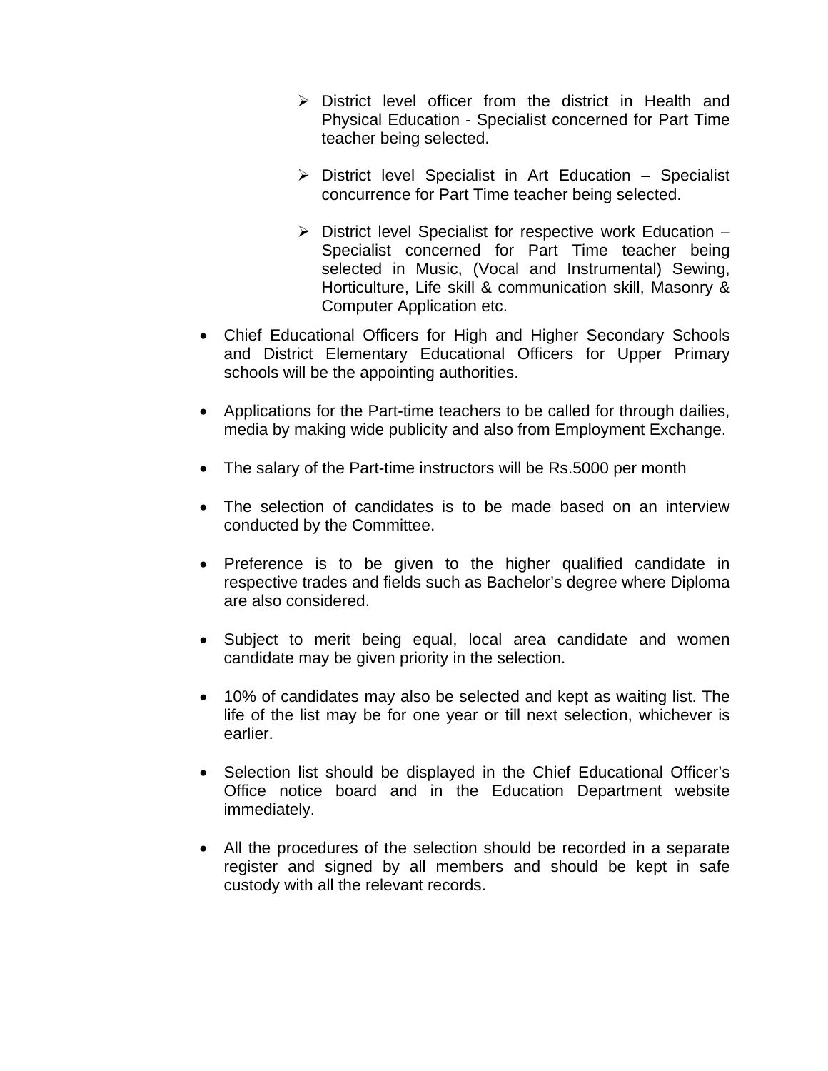- District level officer from the district in Health and Physical Education - Specialist concerned for Part Time teacher being selected.

    - District level Specialist in Art Education – Specialist concurrence for Part Time teacher being selected.

    - District level Specialist for respective work Education – Specialist concerned for Part Time teacher being selected in Music, (Vocal and Instrumental) Sewing, Horticulture, Life skill & communication skill, Masonry & Computer Application etc.

- Chief Educational Officers for High and Higher Secondary Schools and District Elementary Educational Officers for Upper Primary schools will be the appointing authorities.

- Applications for the Part-time teachers to be called for through dailies, media by making wide publicity and also from Employment Exchange.

- The salary of the Part-time instructors will be Rs.5000 per month

- The selection of candidates is to be made based on an interview conducted by the Committee.

- Preference is to be given to the higher qualified candidate in respective trades and fields such as Bachelor's degree where Diploma are also considered.

- Subject to merit being equal, local area candidate and women candidate may be given priority in the selection.

- 10% of candidates may also be selected and kept as waiting list. The life of the list may be for one year or till next selection, whichever is earlier.

- Selection list should be displayed in the Chief Educational Officer's Office notice board and in the Education Department website immediately.

- All the procedures of the selection should be recorded in a separate register and signed by all members and should be kept in safe custody with all the relevant records.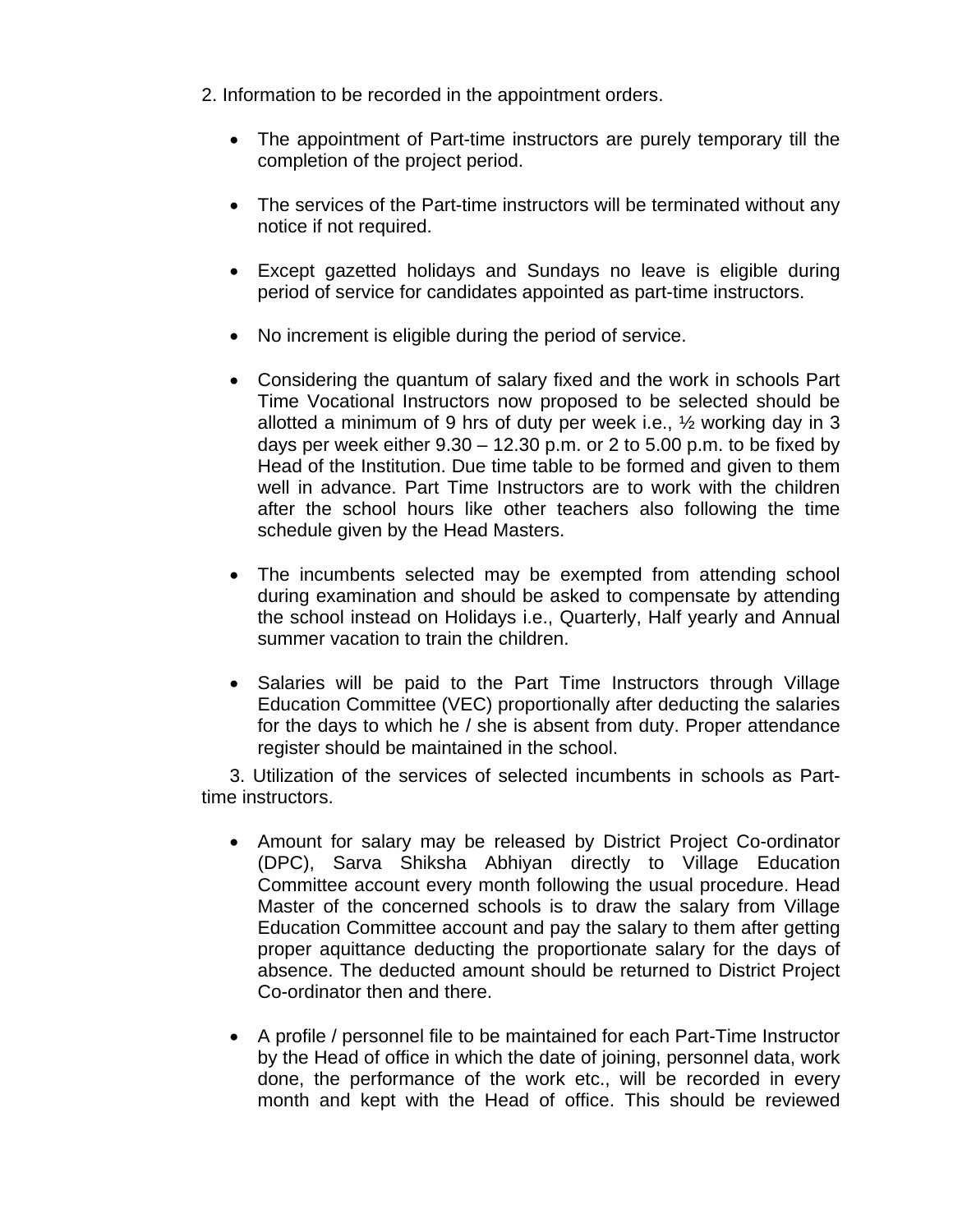2. Information to be recorded in the appointment orders.

- The appointment of Part-time instructors are purely temporary till the completion of the project period.

- The services of the Part-time instructors will be terminated without any notice if not required.

- Except gazetted holidays and Sundays no leave is eligible during period of service for candidates appointed as part-time instructors.

- No increment is eligible during the period of service.

- Considering the quantum of salary fixed and the work in schools Part Time Vocational Instructors now proposed to be selected should be allotted a minimum of 9 hrs of duty per week i.e., ½ working day in 3 days per week either 9.30 – 12.30 p.m. or 2 to 5.00 p.m. to be fixed by Head of the Institution. Due time table to be formed and given to them well in advance. Part Time Instructors are to work with the children after the school hours like other teachers also following the time schedule given by the Head Masters.

- The incumbents selected may be exempted from attending school during examination and should be asked to compensate by attending the school instead on Holidays i.e., Quarterly, Half yearly and Annual summer vacation to train the children.

- Salaries will be paid to the Part Time Instructors through Village Education Committee (VEC) proportionally after deducting the salaries for the days to which he / she is absent from duty. Proper attendance register should be maintained in the school.

3. Utilization of the services of selected incumbents in schools as Part-time instructors.

- Amount for salary may be released by District Project Co-ordinator (DPC), Sarva Shiksha Abhiyan directly to Village Education Committee account every month following the usual procedure. Head Master of the concerned schools is to draw the salary from Village Education Committee account and pay the salary to them after getting proper aquittance deducting the proportionate salary for the days of absence. The deducted amount should be returned to District Project Co-ordinator then and there.

- A profile / personnel file to be maintained for each Part-Time Instructor by the Head of office in which the date of joining, personnel data, work done, the performance of the work etc., will be recorded in every month and kept with the Head of office. This should be reviewed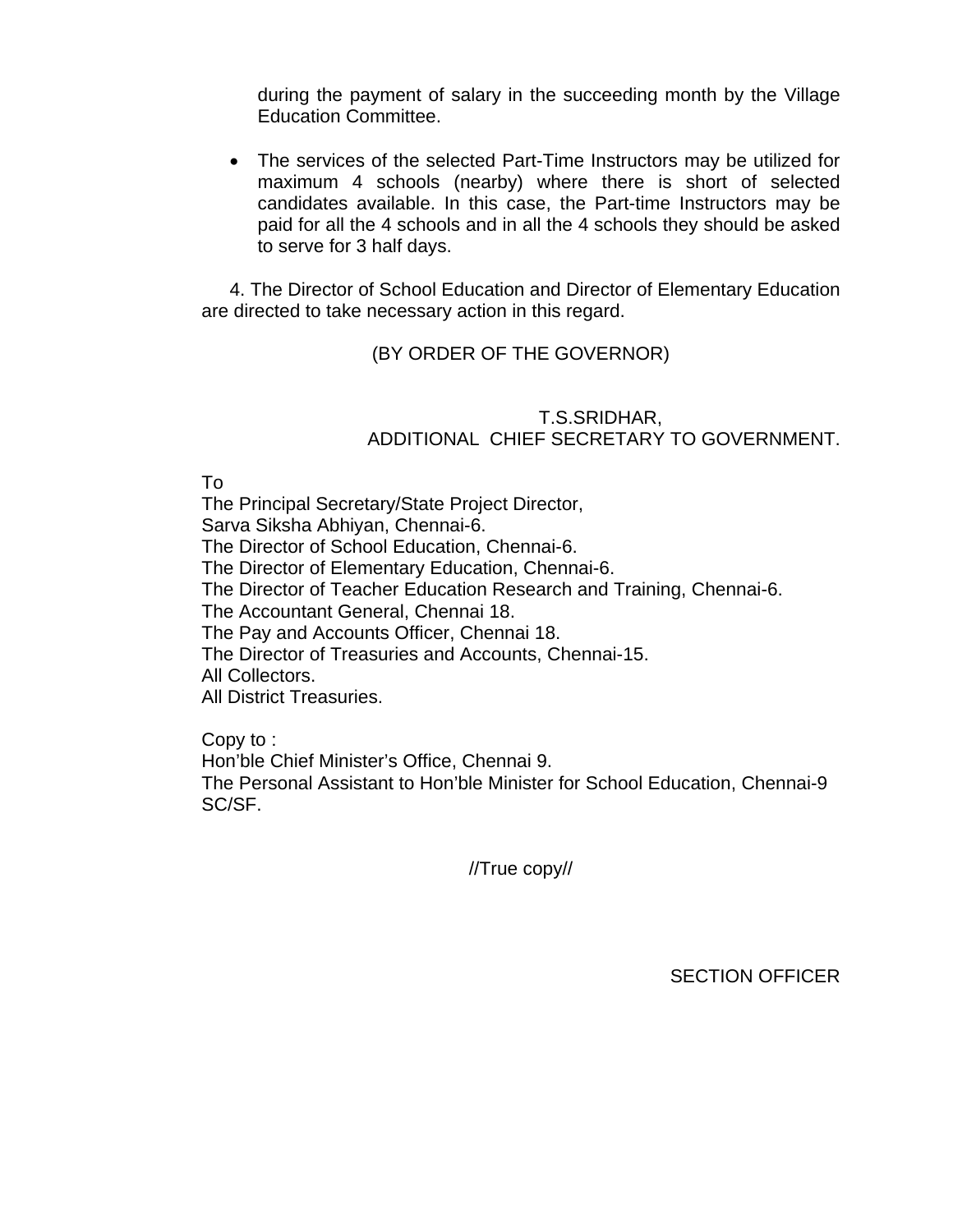during the payment of salary in the succeeding month by the Village Education Committee.

- The services of the selected Part-Time Instructors may be utilized for maximum 4 schools (nearby) where there is short of selected candidates available. In this case, the Part-time Instructors may be paid for all the 4 schools and in all the 4 schools they should be asked to serve for 3 half days.

4. The Director of School Education and Director of Elementary Education are directed to take necessary action in this regard.

(BY ORDER OF THE GOVERNOR)

T.S.SRIDHAR,
ADDITIONAL CHIEF SECRETARY TO GOVERNMENT.

To
The Principal Secretary/State Project Director,
Sarva Siksha Abhiyan, Chennai-6.
The Director of School Education, Chennai-6.
The Director of Elementary Education, Chennai-6.
The Director of Teacher Education Research and Training, Chennai-6.
The Accountant General, Chennai 18.
The Pay and Accounts Officer, Chennai 18.
The Director of Treasuries and Accounts, Chennai-15.
All Collectors.
All District Treasuries.

Copy to :
Hon'ble Chief Minister's Office, Chennai 9.
The Personal Assistant to Hon'ble Minister for School Education, Chennai-9
SC/SF.

//True copy//

SECTION OFFICER